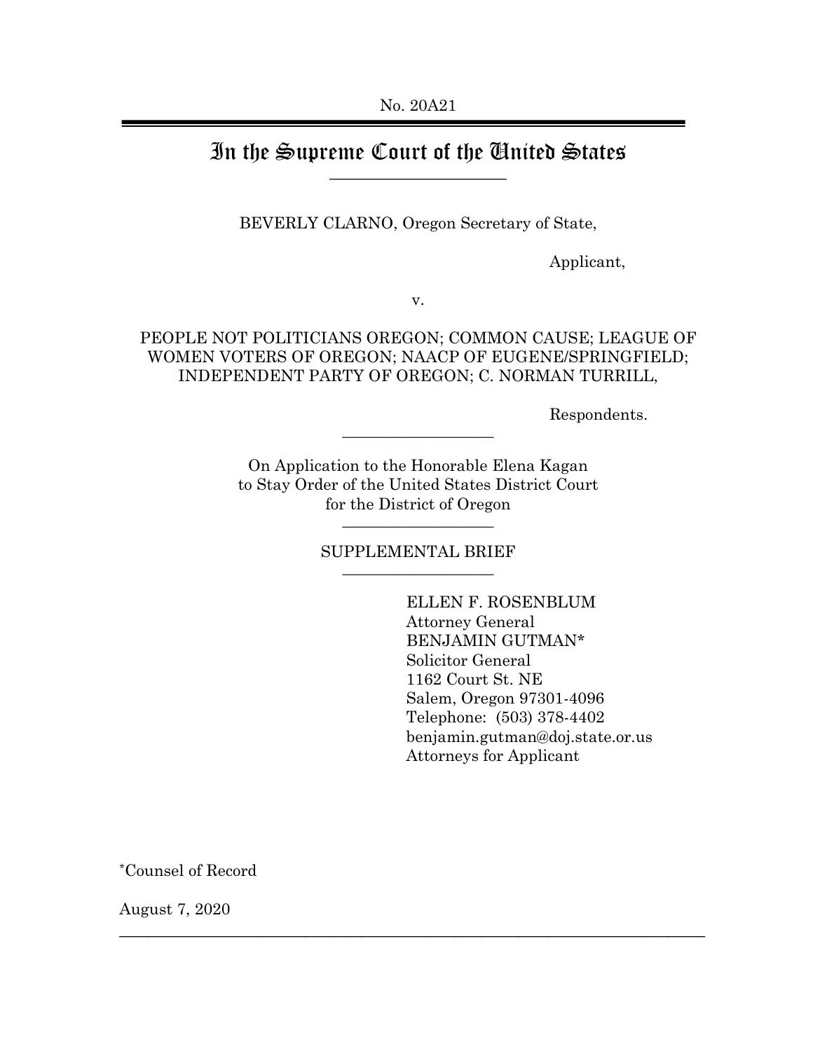No. 20A21

# In the Supreme Court of the United States

BEVERLY CLARNO, Oregon Secretary of State,

Applicant,

v.

PEOPLE NOT POLITICIANS OREGON; COMMON CAUSE; LEAGUE OF WOMEN VOTERS OF OREGON; NAACP OF EUGENE/SPRINGFIELD; INDEPENDENT PARTY OF OREGON; C. NORMAN TURRILL,

Respondents.

On Application to the Honorable Elena Kagan
to Stay Order of the United States District Court
for the District of Oregon

## SUPPLEMENTAL BRIEF

ELLEN F. ROSENBLUM
Attorney General
BENJAMIN GUTMAN*
Solicitor General
1162 Court St. NE
Salem, Oregon 97301-4096
Telephone: (503) 378-4402
benjamin.gutman@doj.state.or.us
Attorneys for Applicant

*Counsel of Record

August 7, 2020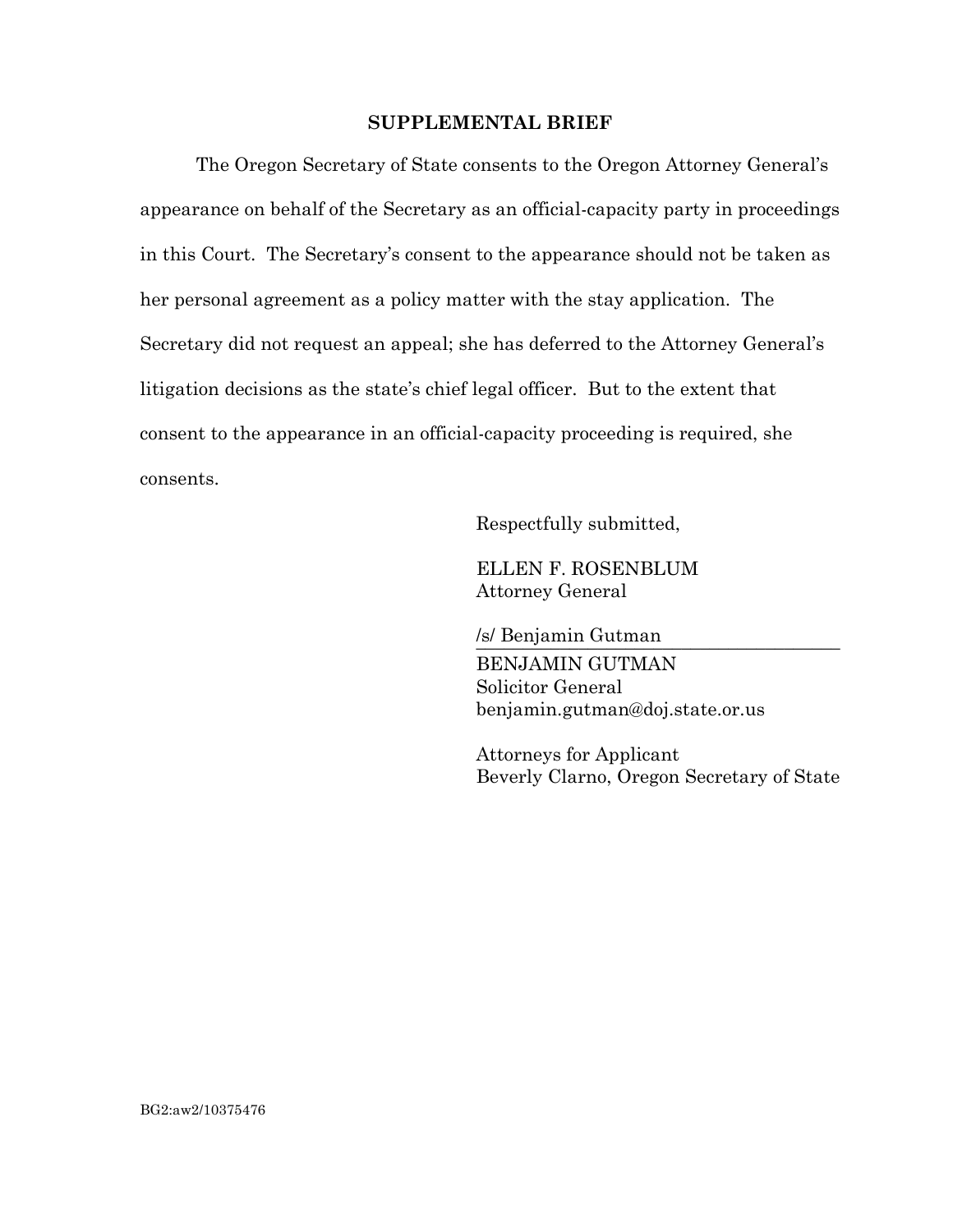**SUPPLEMENTAL BRIEF**

The Oregon Secretary of State consents to the Oregon Attorney General's appearance on behalf of the Secretary as an official-capacity party in proceedings in this Court. The Secretary's consent to the appearance should not be taken as her personal agreement as a policy matter with the stay application. The Secretary did not request an appeal; she has deferred to the Attorney General's litigation decisions as the state's chief legal officer. But to the extent that consent to the appearance in an official-capacity proceeding is required, she consents.

Respectfully submitted,

ELLEN F. ROSENBLUM
Attorney General

/s/ Benjamin Gutman

BENJAMIN GUTMAN
Solicitor General
benjamin.gutman@doj.state.or.us

Attorneys for Applicant
Beverly Clarno, Oregon Secretary of State

BG2:aw2/10375476